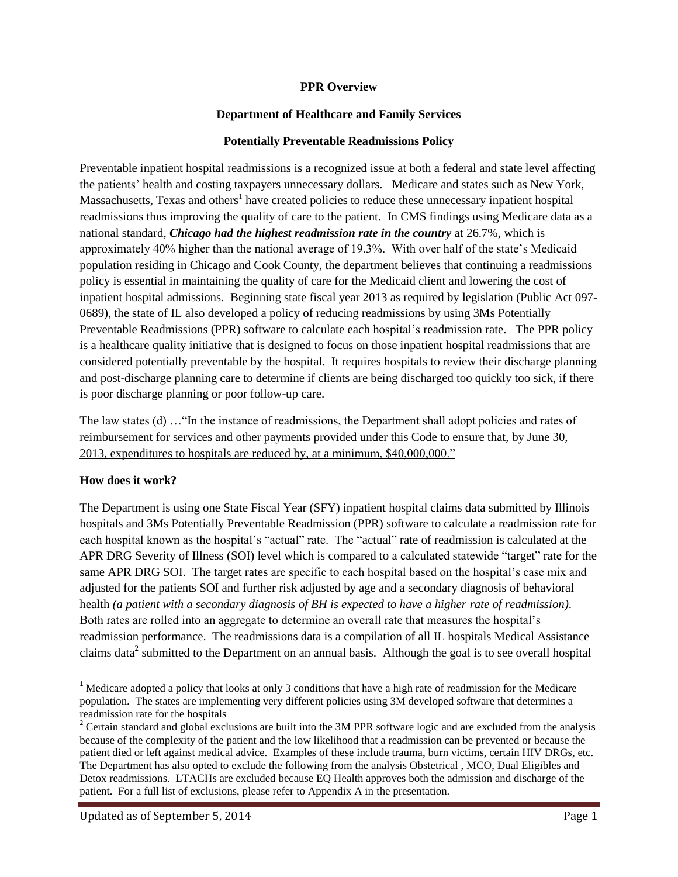**PPR Overview**

**Department of Healthcare and Family Services**

**Potentially Preventable Readmissions Policy**

Preventable inpatient hospital readmissions is a recognized issue at both a federal and state level affecting the patients' health and costing taxpayers unnecessary dollars. Medicare and states such as New York, Massachusetts, Texas and others[1] have created policies to reduce these unnecessary inpatient hospital readmissions thus improving the quality of care to the patient. In CMS findings using Medicare data as a national standard, ***Chicago had the highest readmission rate in the country*** at 26.7%, which is approximately 40% higher than the national average of 19.3%. With over half of the state's Medicaid population residing in Chicago and Cook County, the department believes that continuing a readmissions policy is essential in maintaining the quality of care for the Medicaid client and lowering the cost of inpatient hospital admissions. Beginning state fiscal year 2013 as required by legislation (Public Act 097-0689), the state of IL also developed a policy of reducing readmissions by using 3Ms Potentially Preventable Readmissions (PPR) software to calculate each hospital's readmission rate. The PPR policy is a healthcare quality initiative that is designed to focus on those inpatient hospital readmissions that are considered potentially preventable by the hospital. It requires hospitals to review their discharge planning and post-discharge planning care to determine if clients are being discharged too quickly too sick, if there is poor discharge planning or poor follow-up care.

The law states (d) …"In the instance of readmissions, the Department shall adopt policies and rates of reimbursement for services and other payments provided under this Code to ensure that, by June 30, 2013, expenditures to hospitals are reduced by, at a minimum, $40,000,000."

**How does it work?**

The Department is using one State Fiscal Year (SFY) inpatient hospital claims data submitted by Illinois hospitals and 3Ms Potentially Preventable Readmission (PPR) software to calculate a readmission rate for each hospital known as the hospital's "actual" rate. The "actual" rate of readmission is calculated at the APR DRG Severity of Illness (SOI) level which is compared to a calculated statewide "target" rate for the same APR DRG SOI. The target rates are specific to each hospital based on the hospital's case mix and adjusted for the patients SOI and further risk adjusted by age and a secondary diagnosis of behavioral health *(a patient with a secondary diagnosis of BH is expected to have a higher rate of readmission)*. Both rates are rolled into an aggregate to determine an overall rate that measures the hospital's readmission performance. The readmissions data is a compilation of all IL hospitals Medical Assistance claims data[2] submitted to the Department on an annual basis. Although the goal is to see overall hospital

---

[1] Medicare adopted a policy that looks at only 3 conditions that have a high rate of readmission for the Medicare population. The states are implementing very different policies using 3M developed software that determines a readmission rate for the hospitals

[2] Certain standard and global exclusions are built into the 3M PPR software logic and are excluded from the analysis because of the complexity of the patient and the low likelihood that a readmission can be prevented or because the patient died or left against medical advice. Examples of these include trauma, burn victims, certain HIV DRGs, etc. The Department has also opted to exclude the following from the analysis Obstetrical , MCO, Dual Eligibles and Detox readmissions. LTACHs are excluded because EQ Health approves both the admission and discharge of the patient. For a full list of exclusions, please refer to Appendix A in the presentation.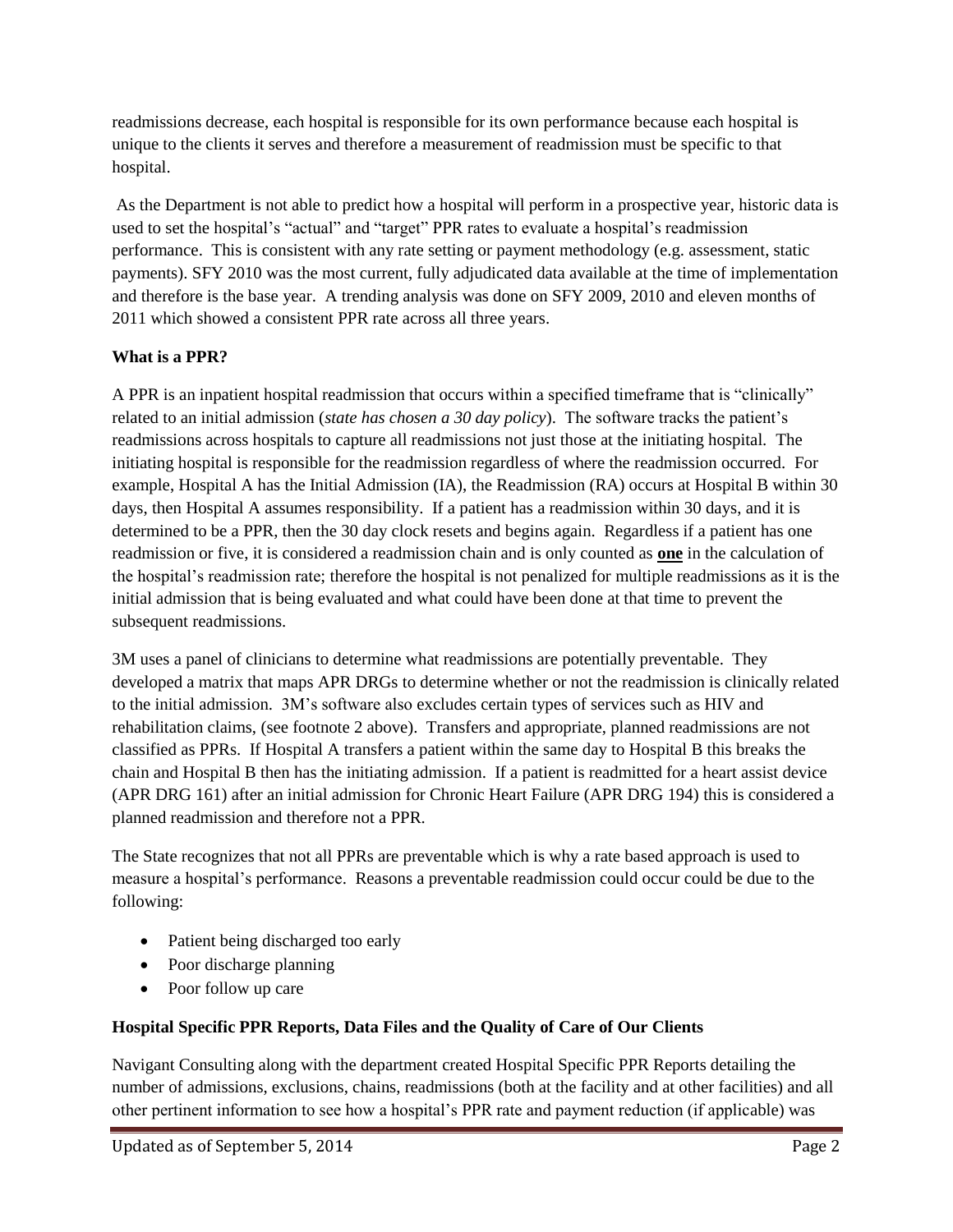readmissions decrease, each hospital is responsible for its own performance because each hospital is unique to the clients it serves and therefore a measurement of readmission must be specific to that hospital.

As the Department is not able to predict how a hospital will perform in a prospective year, historic data is used to set the hospital's "actual" and "target" PPR rates to evaluate a hospital's readmission performance. This is consistent with any rate setting or payment methodology (e.g. assessment, static payments). SFY 2010 was the most current, fully adjudicated data available at the time of implementation and therefore is the base year. A trending analysis was done on SFY 2009, 2010 and eleven months of 2011 which showed a consistent PPR rate across all three years.

**What is a PPR?**

A PPR is an inpatient hospital readmission that occurs within a specified timeframe that is "clinically" related to an initial admission (*state has chosen a 30 day policy*). The software tracks the patient's readmissions across hospitals to capture all readmissions not just those at the initiating hospital. The initiating hospital is responsible for the readmission regardless of where the readmission occurred. For example, Hospital A has the Initial Admission (IA), the Readmission (RA) occurs at Hospital B within 30 days, then Hospital A assumes responsibility. If a patient has a readmission within 30 days, and it is determined to be a PPR, then the 30 day clock resets and begins again. Regardless if a patient has one readmission or five, it is considered a readmission chain and is only counted as **one** in the calculation of the hospital's readmission rate; therefore the hospital is not penalized for multiple readmissions as it is the initial admission that is being evaluated and what could have been done at that time to prevent the subsequent readmissions.

3M uses a panel of clinicians to determine what readmissions are potentially preventable. They developed a matrix that maps APR DRGs to determine whether or not the readmission is clinically related to the initial admission. 3M's software also excludes certain types of services such as HIV and rehabilitation claims, (see footnote 2 above). Transfers and appropriate, planned readmissions are not classified as PPRs. If Hospital A transfers a patient within the same day to Hospital B this breaks the chain and Hospital B then has the initiating admission. If a patient is readmitted for a heart assist device (APR DRG 161) after an initial admission for Chronic Heart Failure (APR DRG 194) this is considered a planned readmission and therefore not a PPR.

The State recognizes that not all PPRs are preventable which is why a rate based approach is used to measure a hospital's performance. Reasons a preventable readmission could occur could be due to the following:

- Patient being discharged too early
- Poor discharge planning
- Poor follow up care

**Hospital Specific PPR Reports, Data Files and the Quality of Care of Our Clients**

Navigant Consulting along with the department created Hospital Specific PPR Reports detailing the number of admissions, exclusions, chains, readmissions (both at the facility and at other facilities) and all other pertinent information to see how a hospital's PPR rate and payment reduction (if applicable) was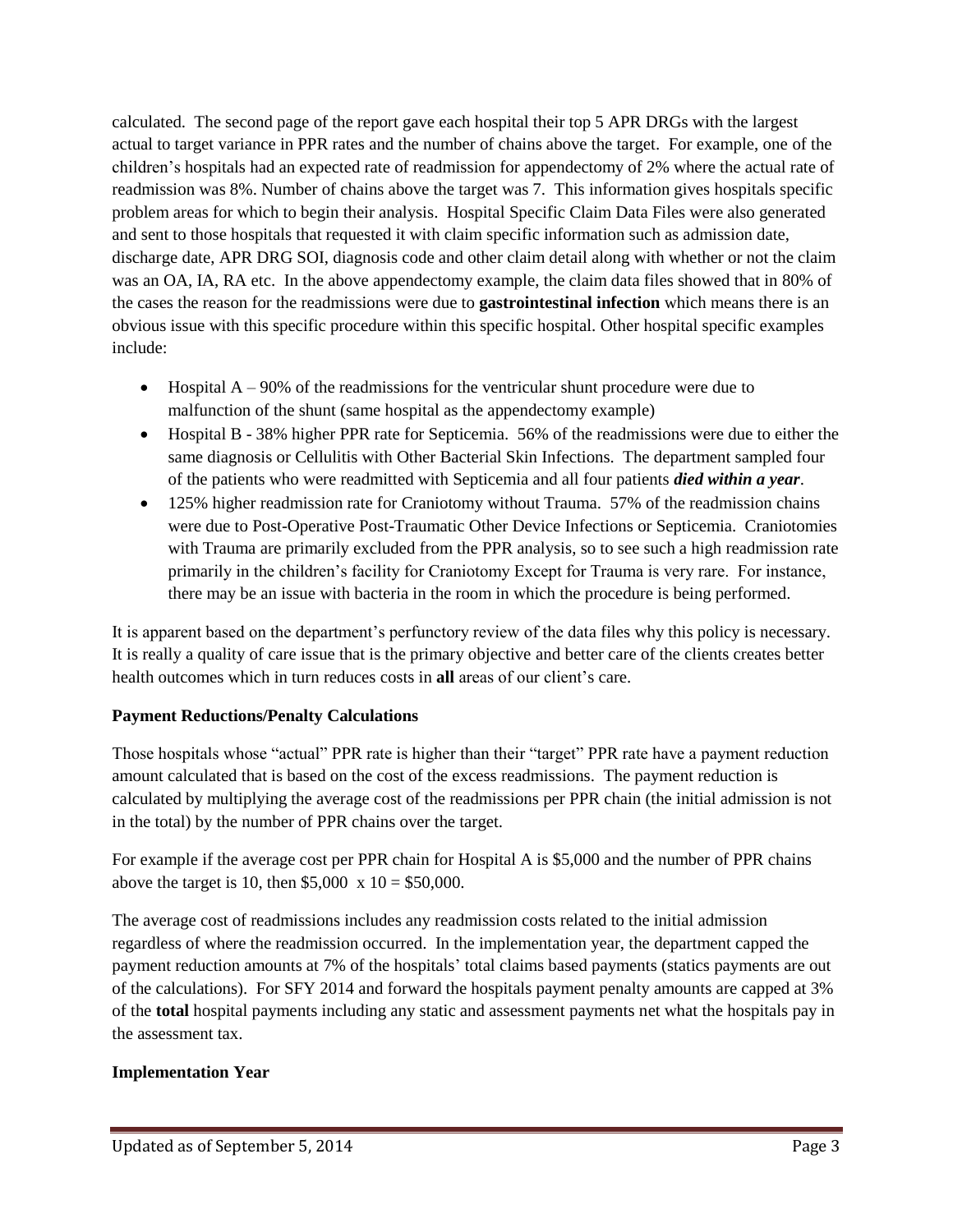calculated. The second page of the report gave each hospital their top 5 APR DRGs with the largest actual to target variance in PPR rates and the number of chains above the target. For example, one of the children's hospitals had an expected rate of readmission for appendectomy of 2% where the actual rate of readmission was 8%. Number of chains above the target was 7. This information gives hospitals specific problem areas for which to begin their analysis. Hospital Specific Claim Data Files were also generated and sent to those hospitals that requested it with claim specific information such as admission date, discharge date, APR DRG SOI, diagnosis code and other claim detail along with whether or not the claim was an OA, IA, RA etc. In the above appendectomy example, the claim data files showed that in 80% of the cases the reason for the readmissions were due to **gastrointestinal infection** which means there is an obvious issue with this specific procedure within this specific hospital. Other hospital specific examples include:

- Hospital A – 90% of the readmissions for the ventricular shunt procedure were due to malfunction of the shunt (same hospital as the appendectomy example)
- Hospital B - 38% higher PPR rate for Septicemia. 56% of the readmissions were due to either the same diagnosis or Cellulitis with Other Bacterial Skin Infections. The department sampled four of the patients who were readmitted with Septicemia and all four patients ***died within a year***.
- 125% higher readmission rate for Craniotomy without Trauma. 57% of the readmission chains were due to Post-Operative Post-Traumatic Other Device Infections or Septicemia. Craniotomies with Trauma are primarily excluded from the PPR analysis, so to see such a high readmission rate primarily in the children's facility for Craniotomy Except for Trauma is very rare. For instance, there may be an issue with bacteria in the room in which the procedure is being performed.

It is apparent based on the department's perfunctory review of the data files why this policy is necessary. It is really a quality of care issue that is the primary objective and better care of the clients creates better health outcomes which in turn reduces costs in **all** areas of our client's care.

**Payment Reductions/Penalty Calculations**

Those hospitals whose "actual" PPR rate is higher than their "target" PPR rate have a payment reduction amount calculated that is based on the cost of the excess readmissions. The payment reduction is calculated by multiplying the average cost of the readmissions per PPR chain (the initial admission is not in the total) by the number of PPR chains over the target.

For example if the average cost per PPR chain for Hospital A is $5,000 and the number of PPR chains above the target is 10, then $5,000 x 10 = $50,000.

The average cost of readmissions includes any readmission costs related to the initial admission regardless of where the readmission occurred. In the implementation year, the department capped the payment reduction amounts at 7% of the hospitals' total claims based payments (statics payments are out of the calculations). For SFY 2014 and forward the hospitals payment penalty amounts are capped at 3% of the **total** hospital payments including any static and assessment payments net what the hospitals pay in the assessment tax.

**Implementation Year**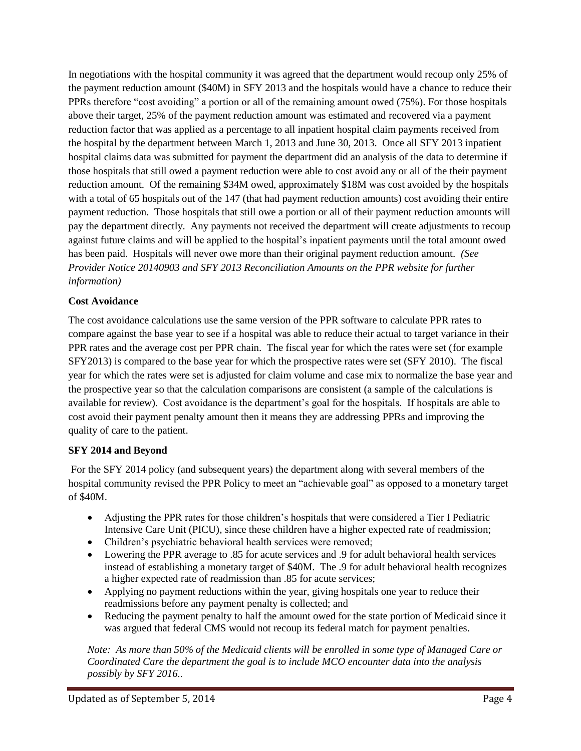In negotiations with the hospital community it was agreed that the department would recoup only 25% of the payment reduction amount ($40M) in SFY 2013 and the hospitals would have a chance to reduce their PPRs therefore "cost avoiding" a portion or all of the remaining amount owed (75%). For those hospitals above their target, 25% of the payment reduction amount was estimated and recovered via a payment reduction factor that was applied as a percentage to all inpatient hospital claim payments received from the hospital by the department between March 1, 2013 and June 30, 2013. Once all SFY 2013 inpatient hospital claims data was submitted for payment the department did an analysis of the data to determine if those hospitals that still owed a payment reduction were able to cost avoid any or all of the their payment reduction amount. Of the remaining $34M owed, approximately $18M was cost avoided by the hospitals with a total of 65 hospitals out of the 147 (that had payment reduction amounts) cost avoiding their entire payment reduction. Those hospitals that still owe a portion or all of their payment reduction amounts will pay the department directly. Any payments not received the department will create adjustments to recoup against future claims and will be applied to the hospital's inpatient payments until the total amount owed has been paid. Hospitals will never owe more than their original payment reduction amount. *(See Provider Notice 20140903 and SFY 2013 Reconciliation Amounts on the PPR website for further information)*

**Cost Avoidance**

The cost avoidance calculations use the same version of the PPR software to calculate PPR rates to compare against the base year to see if a hospital was able to reduce their actual to target variance in their PPR rates and the average cost per PPR chain. The fiscal year for which the rates were set (for example SFY2013) is compared to the base year for which the prospective rates were set (SFY 2010). The fiscal year for which the rates were set is adjusted for claim volume and case mix to normalize the base year and the prospective year so that the calculation comparisons are consistent (a sample of the calculations is available for review). Cost avoidance is the department's goal for the hospitals. If hospitals are able to cost avoid their payment penalty amount then it means they are addressing PPRs and improving the quality of care to the patient.

**SFY 2014 and Beyond**

For the SFY 2014 policy (and subsequent years) the department along with several members of the hospital community revised the PPR Policy to meet an "achievable goal" as opposed to a monetary target of $40M.

- Adjusting the PPR rates for those children's hospitals that were considered a Tier I Pediatric Intensive Care Unit (PICU), since these children have a higher expected rate of readmission;
- Children's psychiatric behavioral health services were removed;
- Lowering the PPR average to .85 for acute services and .9 for adult behavioral health services instead of establishing a monetary target of $40M. The .9 for adult behavioral health recognizes a higher expected rate of readmission than .85 for acute services;
- Applying no payment reductions within the year, giving hospitals one year to reduce their readmissions before any payment penalty is collected; and
- Reducing the payment penalty to half the amount owed for the state portion of Medicaid since it was argued that federal CMS would not recoup its federal match for payment penalties.

*Note: As more than 50% of the Medicaid clients will be enrolled in some type of Managed Care or Coordinated Care the department the goal is to include MCO encounter data into the analysis possibly by SFY 2016..*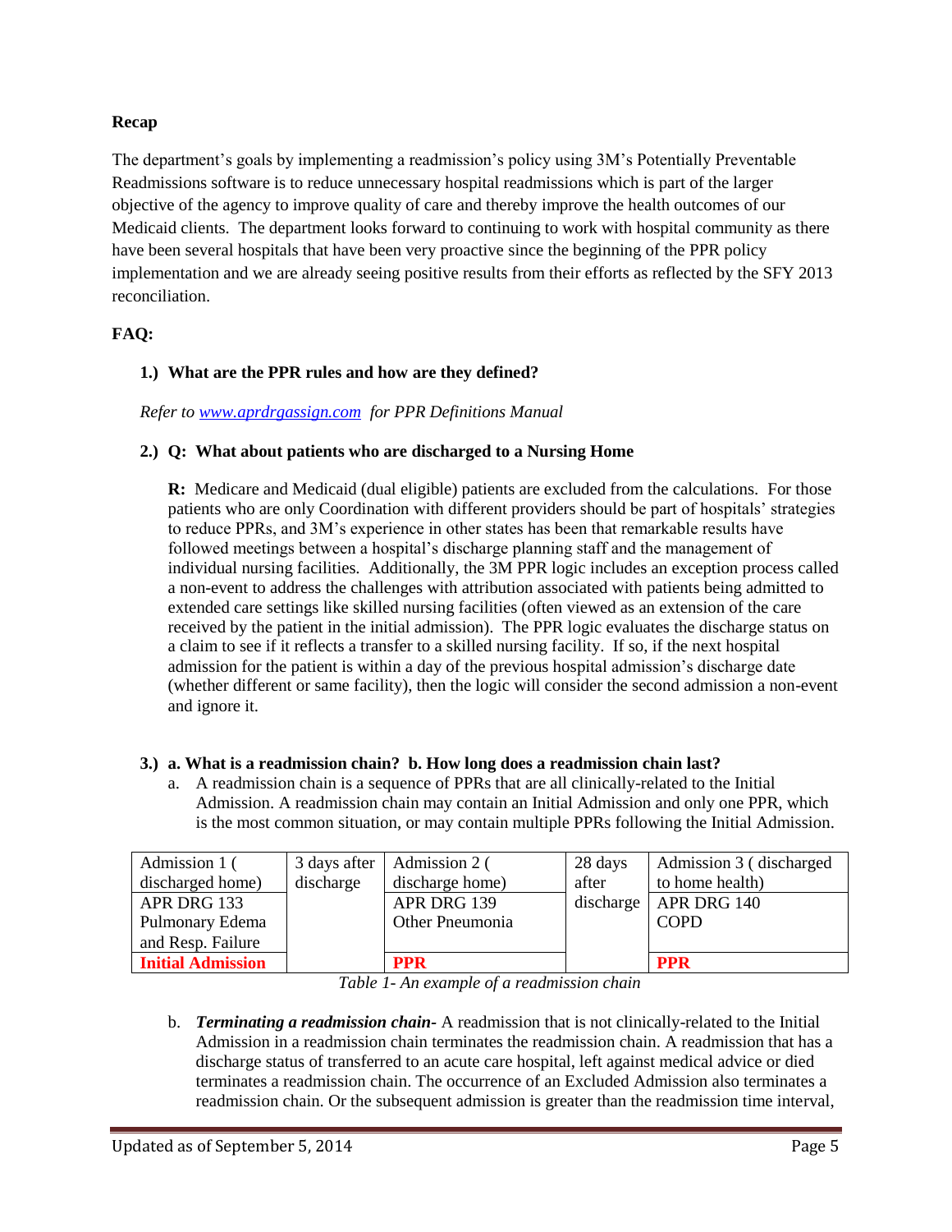**Recap**

The department's goals by implementing a readmission's policy using 3M's Potentially Preventable Readmissions software is to reduce unnecessary hospital readmissions which is part of the larger objective of the agency to improve quality of care and thereby improve the health outcomes of our Medicaid clients. The department looks forward to continuing to work with hospital community as there have been several hospitals that have been very proactive since the beginning of the PPR policy implementation and we are already seeing positive results from their efforts as reflected by the SFY 2013 reconciliation.

**FAQ:**

1.) **What are the PPR rules and how are they defined?**

*Refer to [www.aprdrgassign.com](www.aprdrgassign.com) for PPR Definitions Manual*

2.) **Q: What about patients who are discharged to a Nursing Home**

**R:** Medicare and Medicaid (dual eligible) patients are excluded from the calculations. For those patients who are only Coordination with different providers should be part of hospitals' strategies to reduce PPRs, and 3M's experience in other states has been that remarkable results have followed meetings between a hospital's discharge planning staff and the management of individual nursing facilities. Additionally, the 3M PPR logic includes an exception process called a non-event to address the challenges with attribution associated with patients being admitted to extended care settings like skilled nursing facilities (often viewed as an extension of the care received by the patient in the initial admission). The PPR logic evaluates the discharge status on a claim to see if it reflects a transfer to a skilled nursing facility. If so, if the next hospital admission for the patient is within a day of the previous hospital admission's discharge date (whether different or same facility), then the logic will consider the second admission a non-event and ignore it.

3.) **a. What is a readmission chain? b. How long does a readmission chain last?**

a. A readmission chain is a sequence of PPRs that are all clinically-related to the Initial Admission. A readmission chain may contain an Initial Admission and only one PPR, which is the most common situation, or may contain multiple PPRs following the Initial Admission.

| Admission 1 ( discharged home) | 3 days after discharge | Admission 2 ( discharge home) | 28 days after discharge | Admission 3 ( discharged to home health) |
|---|---|---|---|---|
| APR DRG 133 Pulmonary Edema and Resp. Failure | | APR DRG 139 Other Pneumonia | | APR DRG 140 COPD |
| **Initial Admission** | | **PPR** | | **PPR** |

*Table 1- An example of a readmission chain*

b. ***Terminating a readmission chain***- A readmission that is not clinically-related to the Initial Admission in a readmission chain terminates the readmission chain. A readmission that has a discharge status of transferred to an acute care hospital, left against medical advice or died terminates a readmission chain. The occurrence of an Excluded Admission also terminates a readmission chain. Or the subsequent admission is greater than the readmission time interval,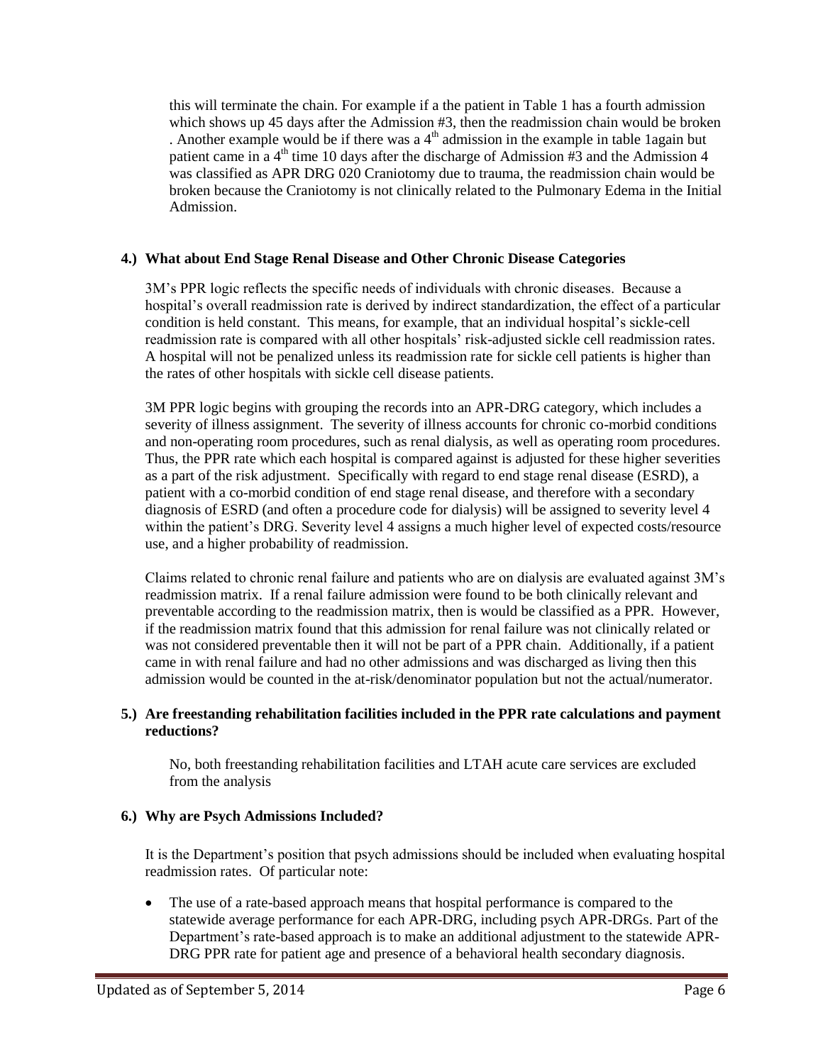this will terminate the chain. For example if a the patient in Table 1 has a fourth admission which shows up 45 days after the Admission #3, then the readmission chain would be broken . Another example would be if there was a 4th admission in the example in table 1again but patient came in a 4th time 10 days after the discharge of Admission #3 and the Admission 4 was classified as APR DRG 020 Craniotomy due to trauma, the readmission chain would be broken because the Craniotomy is not clinically related to the Pulmonary Edema in the Initial Admission.

**4.) What about End Stage Renal Disease and Other Chronic Disease Categories**

3M's PPR logic reflects the specific needs of individuals with chronic diseases. Because a hospital's overall readmission rate is derived by indirect standardization, the effect of a particular condition is held constant. This means, for example, that an individual hospital's sickle-cell readmission rate is compared with all other hospitals' risk-adjusted sickle cell readmission rates. A hospital will not be penalized unless its readmission rate for sickle cell patients is higher than the rates of other hospitals with sickle cell disease patients.

3M PPR logic begins with grouping the records into an APR-DRG category, which includes a severity of illness assignment. The severity of illness accounts for chronic co-morbid conditions and non-operating room procedures, such as renal dialysis, as well as operating room procedures. Thus, the PPR rate which each hospital is compared against is adjusted for these higher severities as a part of the risk adjustment. Specifically with regard to end stage renal disease (ESRD), a patient with a co-morbid condition of end stage renal disease, and therefore with a secondary diagnosis of ESRD (and often a procedure code for dialysis) will be assigned to severity level 4 within the patient's DRG. Severity level 4 assigns a much higher level of expected costs/resource use, and a higher probability of readmission.

Claims related to chronic renal failure and patients who are on dialysis are evaluated against 3M's readmission matrix. If a renal failure admission were found to be both clinically relevant and preventable according to the readmission matrix, then is would be classified as a PPR. However, if the readmission matrix found that this admission for renal failure was not clinically related or was not considered preventable then it will not be part of a PPR chain. Additionally, if a patient came in with renal failure and had no other admissions and was discharged as living then this admission would be counted in the at-risk/denominator population but not the actual/numerator.

**5.) Are freestanding rehabilitation facilities included in the PPR rate calculations and payment reductions?**

No, both freestanding rehabilitation facilities and LTAH acute care services are excluded from the analysis

**6.) Why are Psych Admissions Included?**

It is the Department's position that psych admissions should be included when evaluating hospital readmission rates. Of particular note:

- The use of a rate-based approach means that hospital performance is compared to the statewide average performance for each APR-DRG, including psych APR-DRGs. Part of the Department's rate-based approach is to make an additional adjustment to the statewide APR-DRG PPR rate for patient age and presence of a behavioral health secondary diagnosis.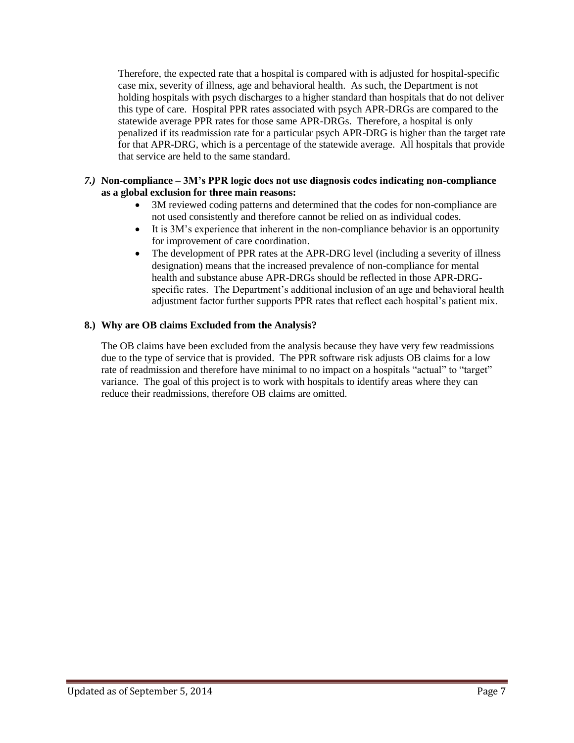Therefore, the expected rate that a hospital is compared with is adjusted for hospital-specific case mix, severity of illness, age and behavioral health. As such, the Department is not holding hospitals with psych discharges to a higher standard than hospitals that do not deliver this type of care. Hospital PPR rates associated with psych APR-DRGs are compared to the statewide average PPR rates for those same APR-DRGs. Therefore, a hospital is only penalized if its readmission rate for a particular psych APR-DRG is higher than the target rate for that APR-DRG, which is a percentage of the statewide average. All hospitals that provide that service are held to the same standard.

***7.)*** **Non-compliance – 3M's PPR logic does not use diagnosis codes indicating non-compliance as a global exclusion for three main reasons:**

- 3M reviewed coding patterns and determined that the codes for non-compliance are not used consistently and therefore cannot be relied on as individual codes.
- It is 3M's experience that inherent in the non-compliance behavior is an opportunity for improvement of care coordination.
- The development of PPR rates at the APR-DRG level (including a severity of illness designation) means that the increased prevalence of non-compliance for mental health and substance abuse APR-DRGs should be reflected in those APR-DRG-specific rates. The Department's additional inclusion of an age and behavioral health adjustment factor further supports PPR rates that reflect each hospital's patient mix.

**8.) Why are OB claims Excluded from the Analysis?**

The OB claims have been excluded from the analysis because they have very few readmissions due to the type of service that is provided. The PPR software risk adjusts OB claims for a low rate of readmission and therefore have minimal to no impact on a hospitals "actual" to "target" variance. The goal of this project is to work with hospitals to identify areas where they can reduce their readmissions, therefore OB claims are omitted.